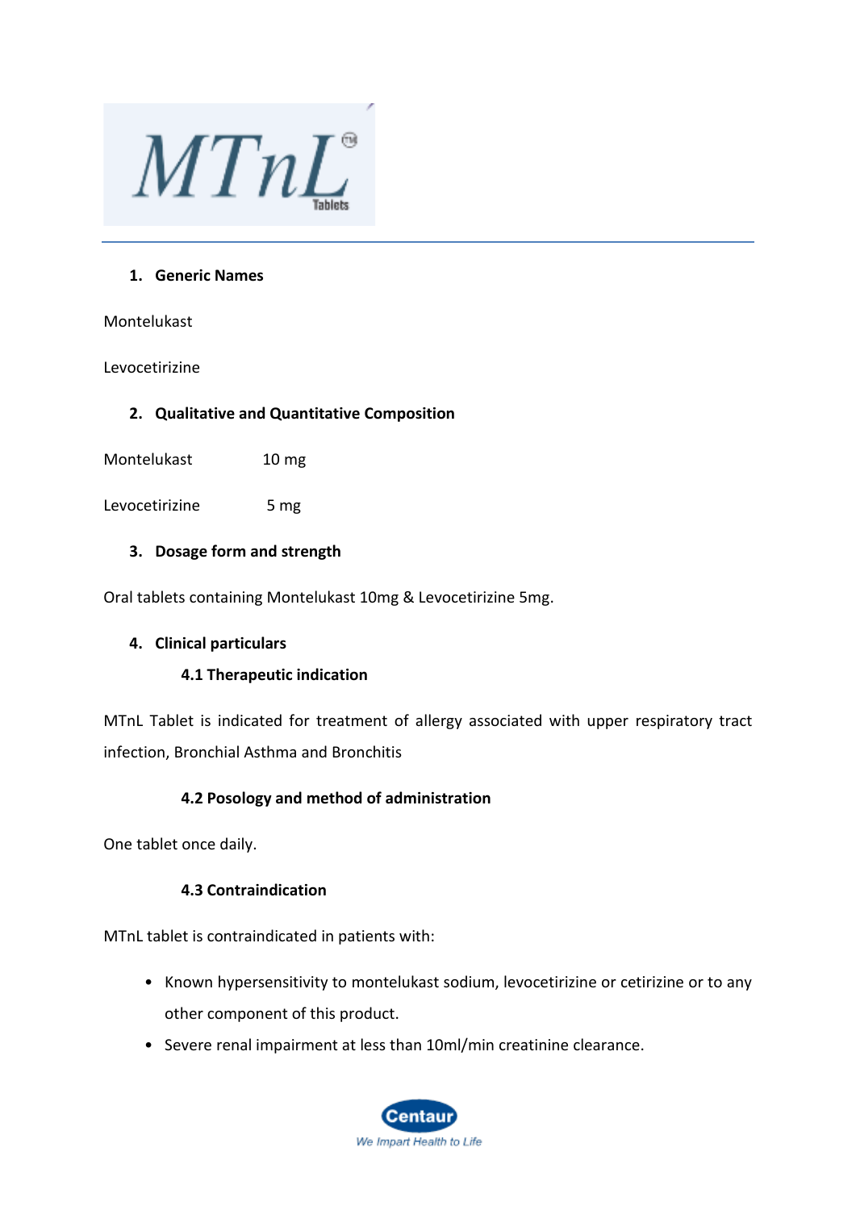# MTnL® Tablets

## 1. Generic Names

Montelukast

Levocetirizine

## 2. Qualitative and Quantitative Composition

| | |
|---|---|
| Montelukast | 10 mg |
| Levocetirizine | 5 mg |

## 3. Dosage form and strength

Oral tablets containing Montelukast 10mg & Levocetirizine 5mg.

## 4. Clinical particulars

### 4.1 Therapeutic indication

MTnL Tablet is indicated for treatment of allergy associated with upper respiratory tract infection, Bronchial Asthma and Bronchitis

### 4.2 Posology and method of administration

One tablet once daily.

### 4.3 Contraindication

MTnL tablet is contraindicated in patients with:

- Known hypersensitivity to montelukast sodium, levocetirizine or cetirizine or to any other component of this product.
- Severe renal impairment at less than 10ml/min creatinine clearance.

Centaur
We Impart Health to Life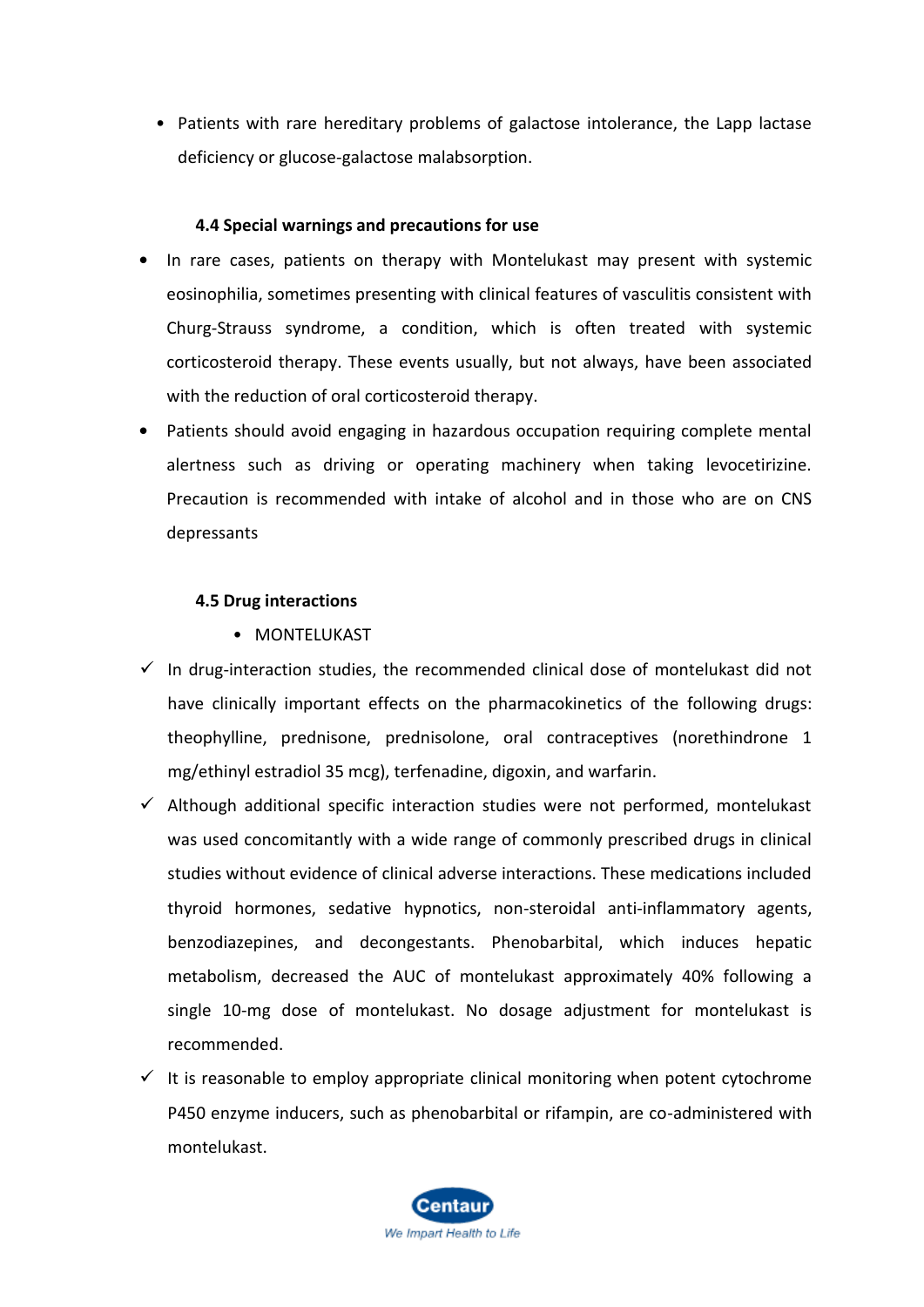- Patients with rare hereditary problems of galactose intolerance, the Lapp lactase deficiency or glucose-galactose malabsorption.

### 4.4 Special warnings and precautions for use

- In rare cases, patients on therapy with Montelukast may present with systemic eosinophilia, sometimes presenting with clinical features of vasculitis consistent with Churg-Strauss syndrome, a condition, which is often treated with systemic corticosteroid therapy. These events usually, but not always, have been associated with the reduction of oral corticosteroid therapy.
- Patients should avoid engaging in hazardous occupation requiring complete mental alertness such as driving or operating machinery when taking levocetirizine. Precaution is recommended with intake of alcohol and in those who are on CNS depressants

### 4.5 Drug interactions

- MONTELUKAST

✓ In drug-interaction studies, the recommended clinical dose of montelukast did not have clinically important effects on the pharmacokinetics of the following drugs: theophylline, prednisone, prednisolone, oral contraceptives (norethindrone 1 mg/ethinyl estradiol 35 mcg), terfenadine, digoxin, and warfarin.

✓ Although additional specific interaction studies were not performed, montelukast was used concomitantly with a wide range of commonly prescribed drugs in clinical studies without evidence of clinical adverse interactions. These medications included thyroid hormones, sedative hypnotics, non-steroidal anti-inflammatory agents, benzodiazepines, and decongestants. Phenobarbital, which induces hepatic metabolism, decreased the AUC of montelukast approximately 40% following a single 10-mg dose of montelukast. No dosage adjustment for montelukast is recommended.

✓ It is reasonable to employ appropriate clinical monitoring when potent cytochrome P450 enzyme inducers, such as phenobarbital or rifampin, are co-administered with montelukast.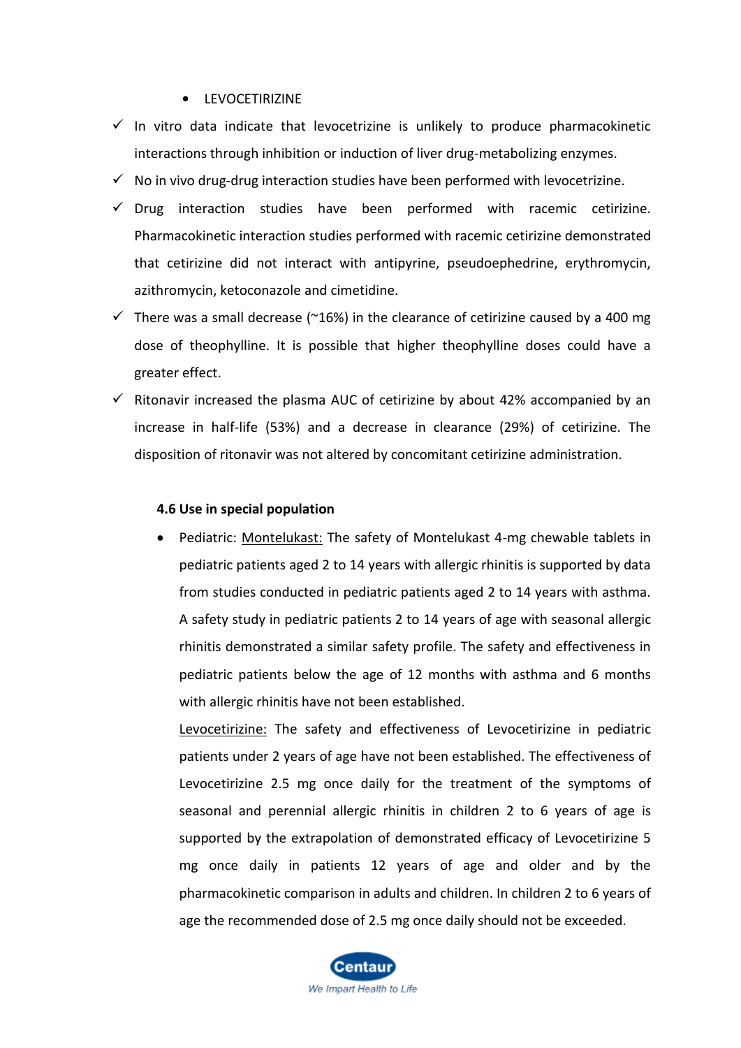- LEVOCETIRIZINE

- ✓ In vitro data indicate that levocetrizine is unlikely to produce pharmacokinetic interactions through inhibition or induction of liver drug-metabolizing enzymes.
- ✓ No in vivo drug-drug interaction studies have been performed with levocetrizine.
- ✓ Drug interaction studies have been performed with racemic cetirizine. Pharmacokinetic interaction studies performed with racemic cetirizine demonstrated that cetirizine did not interact with antipyrine, pseudoephedrine, erythromycin, azithromycin, ketoconazole and cimetidine.
- ✓ There was a small decrease (~16%) in the clearance of cetirizine caused by a 400 mg dose of theophylline. It is possible that higher theophylline doses could have a greater effect.
- ✓ Ritonavir increased the plasma AUC of cetirizine by about 42% accompanied by an increase in half-life (53%) and a decrease in clearance (29%) of cetirizine. The disposition of ritonavir was not altered by concomitant cetirizine administration.

**4.6 Use in special population**

- Pediatric: Montelukast: The safety of Montelukast 4-mg chewable tablets in pediatric patients aged 2 to 14 years with allergic rhinitis is supported by data from studies conducted in pediatric patients aged 2 to 14 years with asthma. A safety study in pediatric patients 2 to 14 years of age with seasonal allergic rhinitis demonstrated a similar safety profile. The safety and effectiveness in pediatric patients below the age of 12 months with asthma and 6 months with allergic rhinitis have not been established.

  Levocetirizine: The safety and effectiveness of Levocetirizine in pediatric patients under 2 years of age have not been established. The effectiveness of Levocetirizine 2.5 mg once daily for the treatment of the symptoms of seasonal and perennial allergic rhinitis in children 2 to 6 years of age is supported by the extrapolation of demonstrated efficacy of Levocetirizine 5 mg once daily in patients 12 years of age and older and by the pharmacokinetic comparison in adults and children. In children 2 to 6 years of age the recommended dose of 2.5 mg once daily should not be exceeded.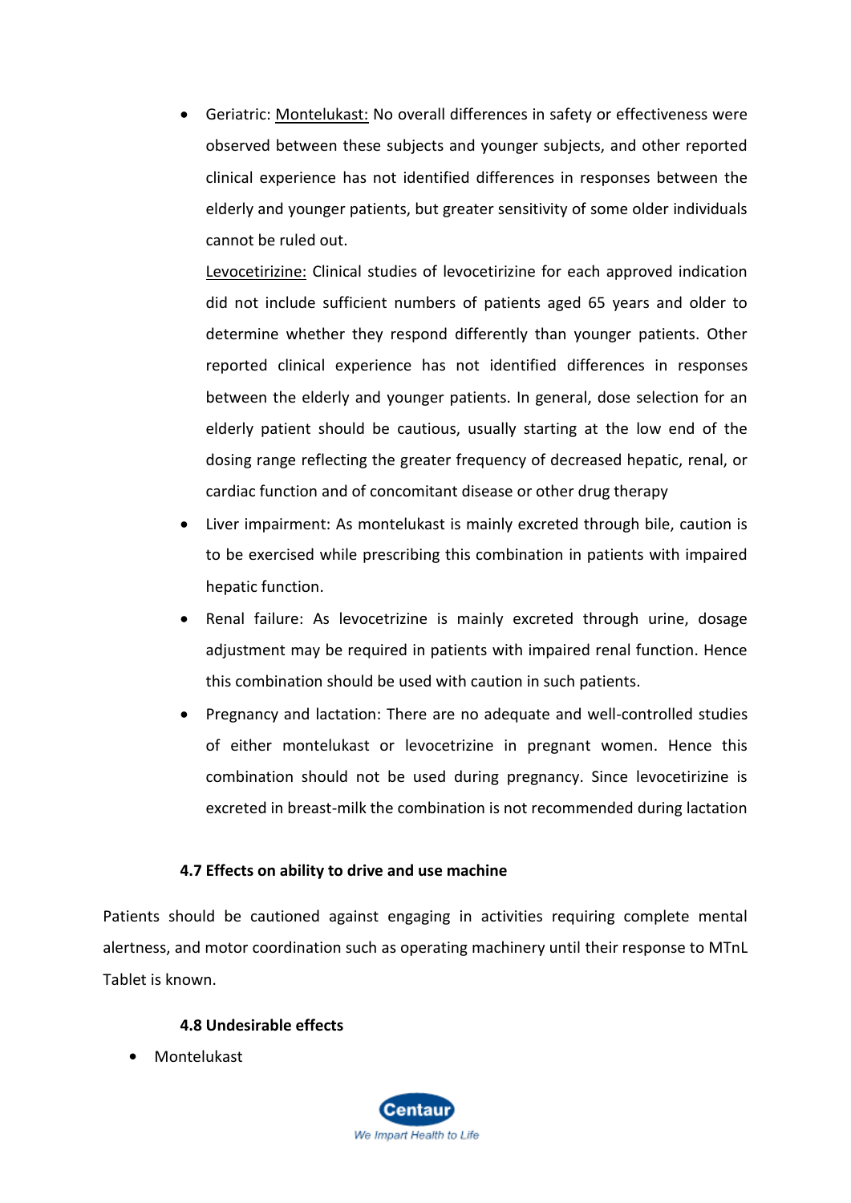- Geriatric: <u>Montelukast:</u> No overall differences in safety or effectiveness were observed between these subjects and younger subjects, and other reported clinical experience has not identified differences in responses between the elderly and younger patients, but greater sensitivity of some older individuals cannot be ruled out.

  <u>Levocetirizine:</u> Clinical studies of levocetirizine for each approved indication did not include sufficient numbers of patients aged 65 years and older to determine whether they respond differently than younger patients. Other reported clinical experience has not identified differences in responses between the elderly and younger patients. In general, dose selection for an elderly patient should be cautious, usually starting at the low end of the dosing range reflecting the greater frequency of decreased hepatic, renal, or cardiac function and of concomitant disease or other drug therapy
- Liver impairment: As montelukast is mainly excreted through bile, caution is to be exercised while prescribing this combination in patients with impaired hepatic function.
- Renal failure: As levocetrizine is mainly excreted through urine, dosage adjustment may be required in patients with impaired renal function. Hence this combination should be used with caution in such patients.
- Pregnancy and lactation: There are no adequate and well-controlled studies of either montelukast or levocetrizine in pregnant women. Hence this combination should not be used during pregnancy. Since levocetirizine is excreted in breast-milk the combination is not recommended during lactation

#### 4.7 Effects on ability to drive and use machine

Patients should be cautioned against engaging in activities requiring complete mental alertness, and motor coordination such as operating machinery until their response to MTnL Tablet is known.

#### 4.8 Undesirable effects

- Montelukast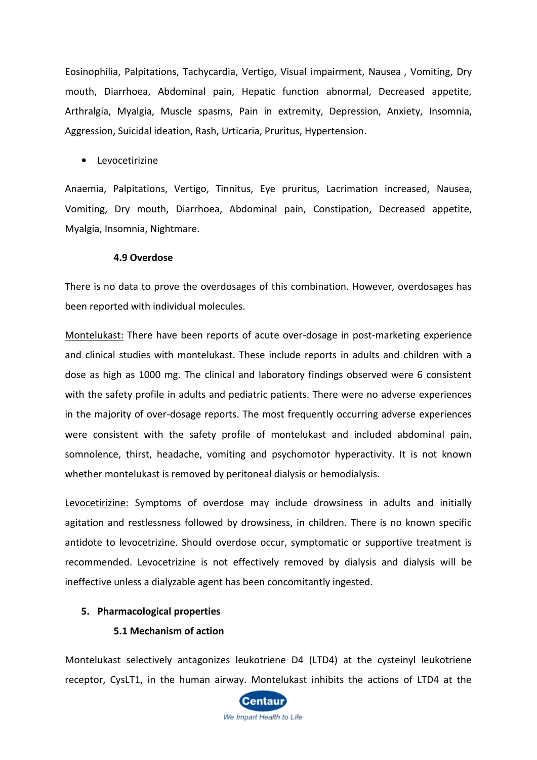Eosinophilia, Palpitations, Tachycardia, Vertigo, Visual impairment, Nausea , Vomiting, Dry mouth, Diarrhoea, Abdominal pain, Hepatic function abnormal, Decreased appetite, Arthralgia, Myalgia, Muscle spasms, Pain in extremity, Depression, Anxiety, Insomnia, Aggression, Suicidal ideation, Rash, Urticaria, Pruritus, Hypertension.

- Levocetirizine

Anaemia, Palpitations, Vertigo, Tinnitus, Eye pruritus, Lacrimation increased, Nausea, Vomiting, Dry mouth, Diarrhoea, Abdominal pain, Constipation, Decreased appetite, Myalgia, Insomnia, Nightmare.

### 4.9 Overdose

There is no data to prove the overdosages of this combination. However, overdosages has been reported with individual molecules.

Montelukast: There have been reports of acute over-dosage in post-marketing experience and clinical studies with montelukast. These include reports in adults and children with a dose as high as 1000 mg. The clinical and laboratory findings observed were 6 consistent with the safety profile in adults and pediatric patients. There were no adverse experiences in the majority of over-dosage reports. The most frequently occurring adverse experiences were consistent with the safety profile of montelukast and included abdominal pain, somnolence, thirst, headache, vomiting and psychomotor hyperactivity. It is not known whether montelukast is removed by peritoneal dialysis or hemodialysis.

Levocetirizine: Symptoms of overdose may include drowsiness in adults and initially agitation and restlessness followed by drowsiness, in children. There is no known specific antidote to levocetrizine. Should overdose occur, symptomatic or supportive treatment is recommended. Levocetrizine is not effectively removed by dialysis and dialysis will be ineffective unless a dialyzable agent has been concomitantly ingested.

## 5. Pharmacological properties

### 5.1 Mechanism of action

Montelukast selectively antagonizes leukotriene D4 (LTD4) at the cysteinyl leukotriene receptor, CysLT1, in the human airway. Montelukast inhibits the actions of LTD4 at the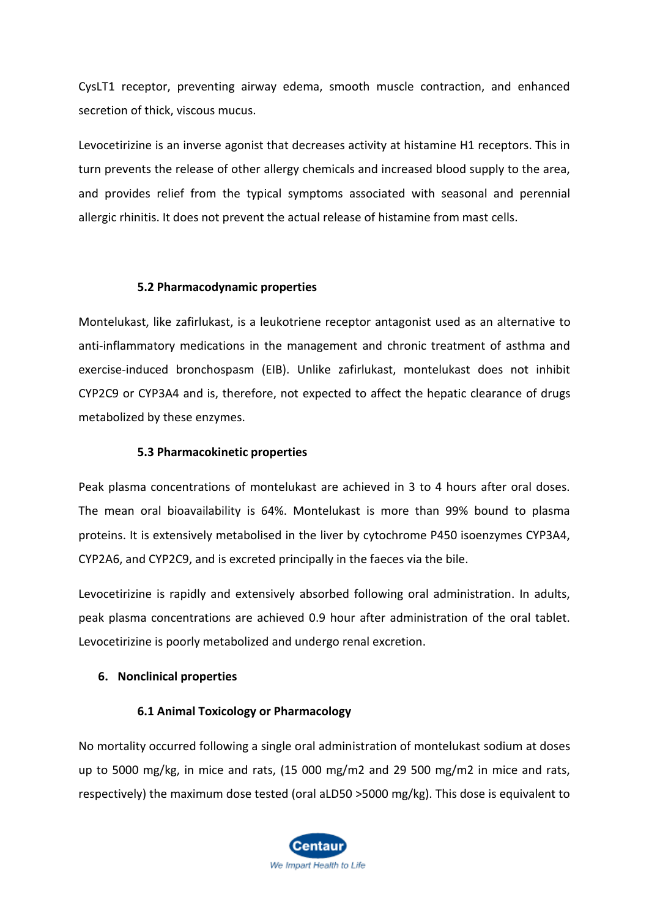CysLT1 receptor, preventing airway edema, smooth muscle contraction, and enhanced secretion of thick, viscous mucus.

Levocetirizine is an inverse agonist that decreases activity at histamine H1 receptors. This in turn prevents the release of other allergy chemicals and increased blood supply to the area, and provides relief from the typical symptoms associated with seasonal and perennial allergic rhinitis. It does not prevent the actual release of histamine from mast cells.

### 5.2 Pharmacodynamic properties

Montelukast, like zafirlukast, is a leukotriene receptor antagonist used as an alternative to anti-inflammatory medications in the management and chronic treatment of asthma and exercise-induced bronchospasm (EIB). Unlike zafirlukast, montelukast does not inhibit CYP2C9 or CYP3A4 and is, therefore, not expected to affect the hepatic clearance of drugs metabolized by these enzymes.

### 5.3 Pharmacokinetic properties

Peak plasma concentrations of montelukast are achieved in 3 to 4 hours after oral doses. The mean oral bioavailability is 64%. Montelukast is more than 99% bound to plasma proteins. It is extensively metabolised in the liver by cytochrome P450 isoenzymes CYP3A4, CYP2A6, and CYP2C9, and is excreted principally in the faeces via the bile.

Levocetirizine is rapidly and extensively absorbed following oral administration. In adults, peak plasma concentrations are achieved 0.9 hour after administration of the oral tablet. Levocetirizine is poorly metabolized and undergo renal excretion.

## 6. Nonclinical properties

### 6.1 Animal Toxicology or Pharmacology

No mortality occurred following a single oral administration of montelukast sodium at doses up to 5000 mg/kg, in mice and rats, (15 000 mg/m2 and 29 500 mg/m2 in mice and rats, respectively) the maximum dose tested (oral aLD50 >5000 mg/kg). This dose is equivalent to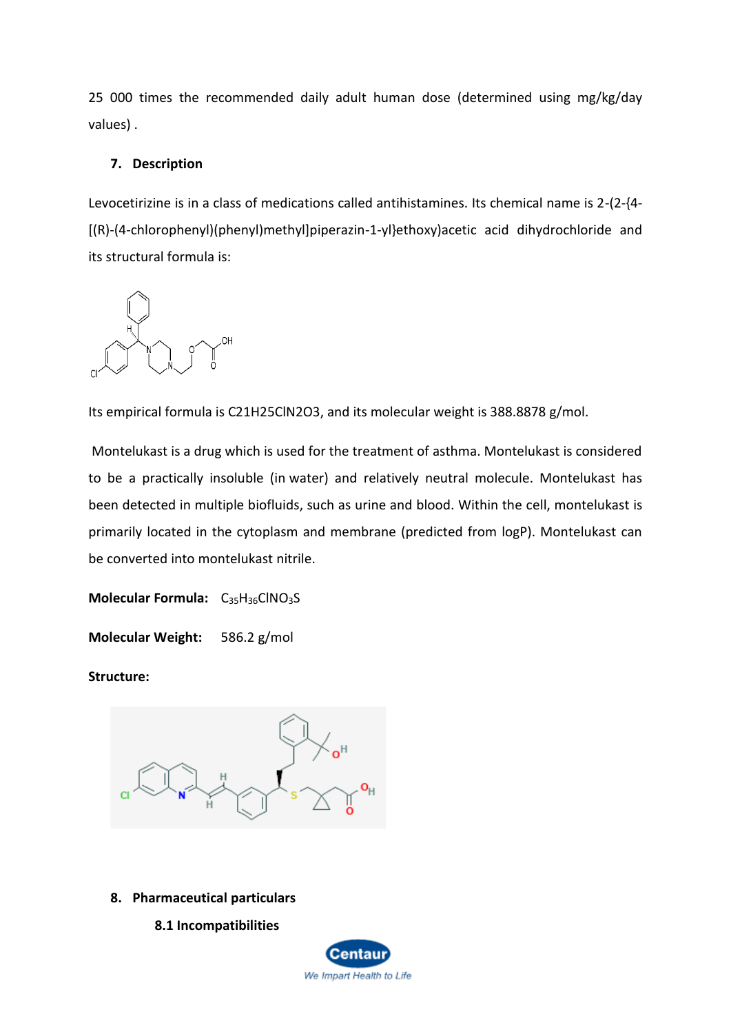25 000 times the recommended daily adult human dose (determined using mg/kg/day values) .

## 7. Description

Levocetirizine is in a class of medications called antihistamines. Its chemical name is 2-(2-{4-[(R)-(4-chlorophenyl)(phenyl)methyl]piperazin-1-yl}ethoxy)acetic acid dihydrochloride and its structural formula is:

Its empirical formula is C21H25ClN2O3, and its molecular weight is 388.8878 g/mol.

Montelukast is a drug which is used for the treatment of asthma. Montelukast is considered to be a practically insoluble (in water) and relatively neutral molecule. Montelukast has been detected in multiple biofluids, such as urine and blood. Within the cell, montelukast is primarily located in the cytoplasm and membrane (predicted from logP). Montelukast can be converted into montelukast nitrile.

**Molecular Formula:** $C_{35}H_{36}ClNO_3S$

**Molecular Weight:** 586.2 g/mol

**Structure:**

## 8. Pharmaceutical particulars

### 8.1 Incompatibilities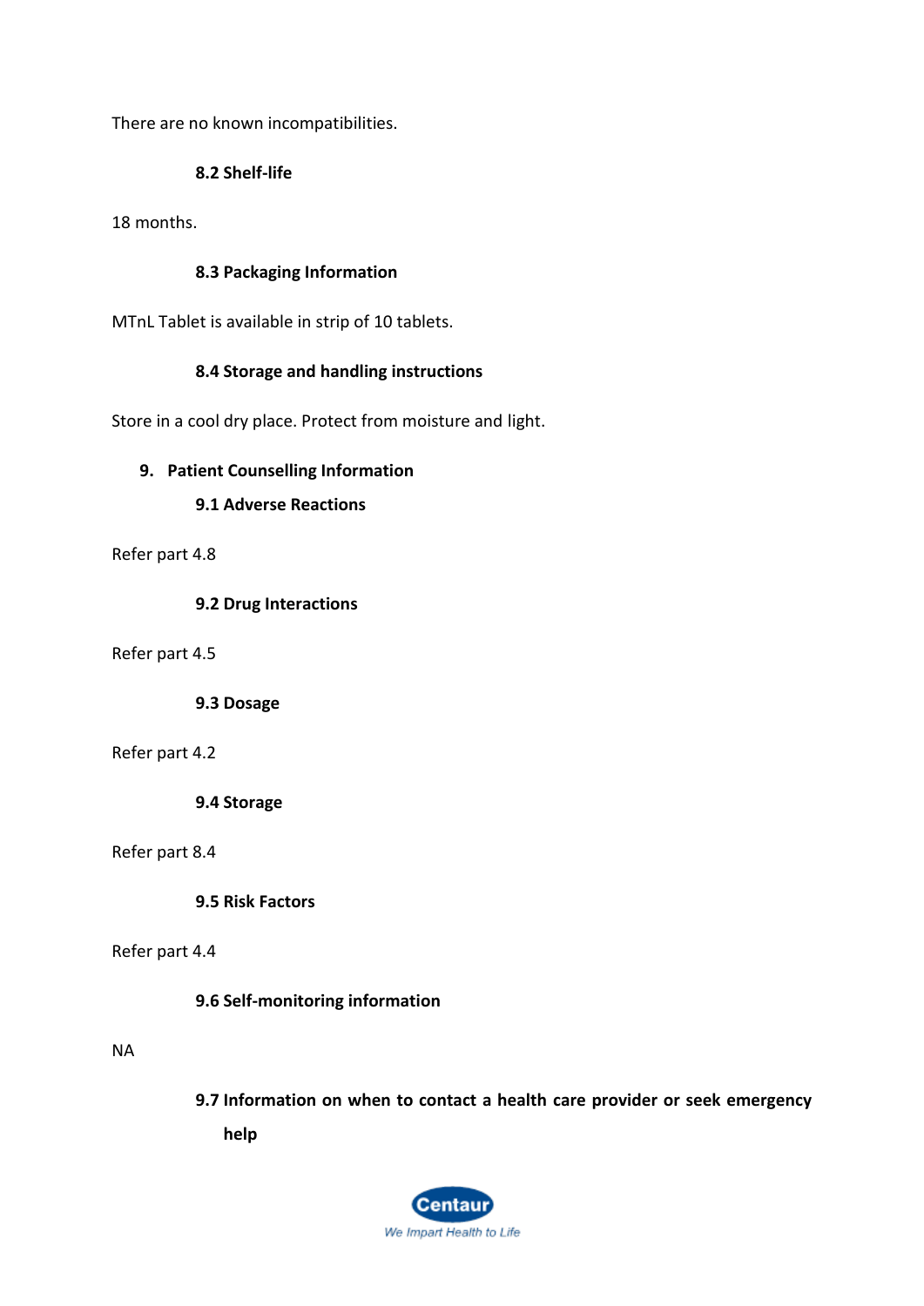There are no known incompatibilities.

### 8.2 Shelf-life

18 months.

### 8.3 Packaging Information

MTnL Tablet is available in strip of 10 tablets.

### 8.4 Storage and handling instructions

Store in a cool dry place. Protect from moisture and light.

## 9. Patient Counselling Information

### 9.1 Adverse Reactions

Refer part 4.8

### 9.2 Drug Interactions

Refer part 4.5

### 9.3 Dosage

Refer part 4.2

### 9.4 Storage

Refer part 8.4

### 9.5 Risk Factors

Refer part 4.4

### 9.6 Self-monitoring information

NA

### 9.7 Information on when to contact a health care provider or seek emergency help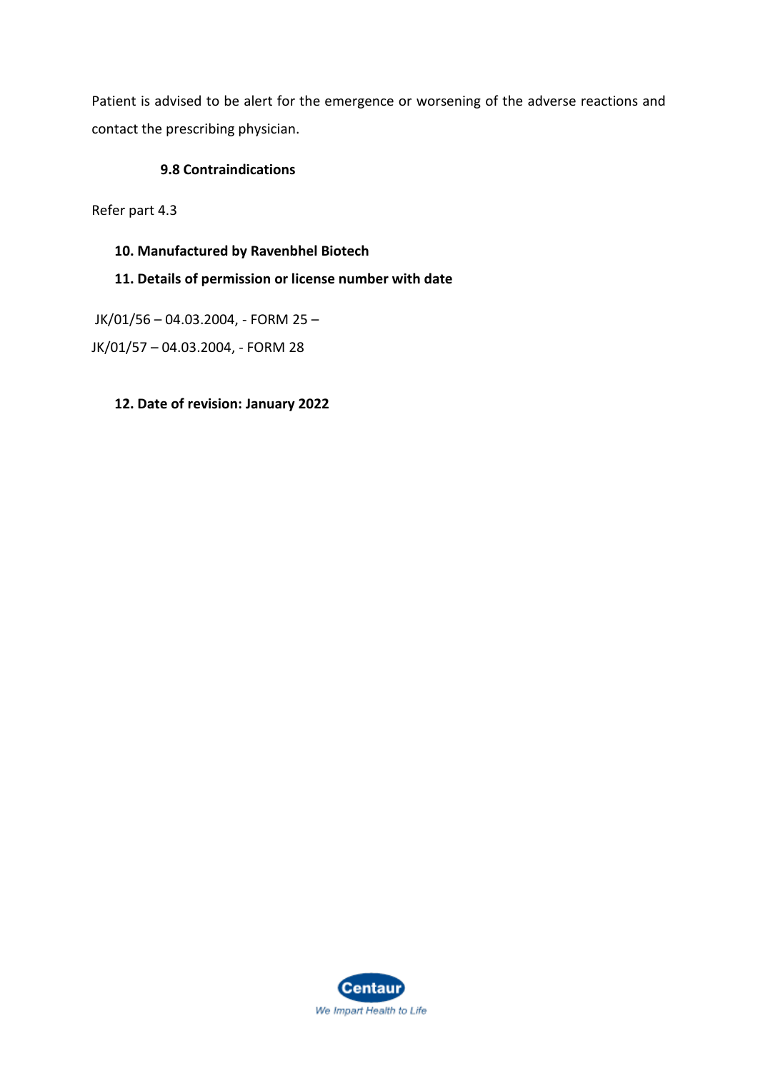Patient is advised to be alert for the emergence or worsening of the adverse reactions and contact the prescribing physician.

### 9.8 Contraindications

Refer part 4.3

## 10. Manufactured by Ravenbhel Biotech

## 11. Details of permission or license number with date

JK/01/56 – 04.03.2004, - FORM 25 –

JK/01/57 – 04.03.2004, - FORM 28

## 12. Date of revision: January 2022